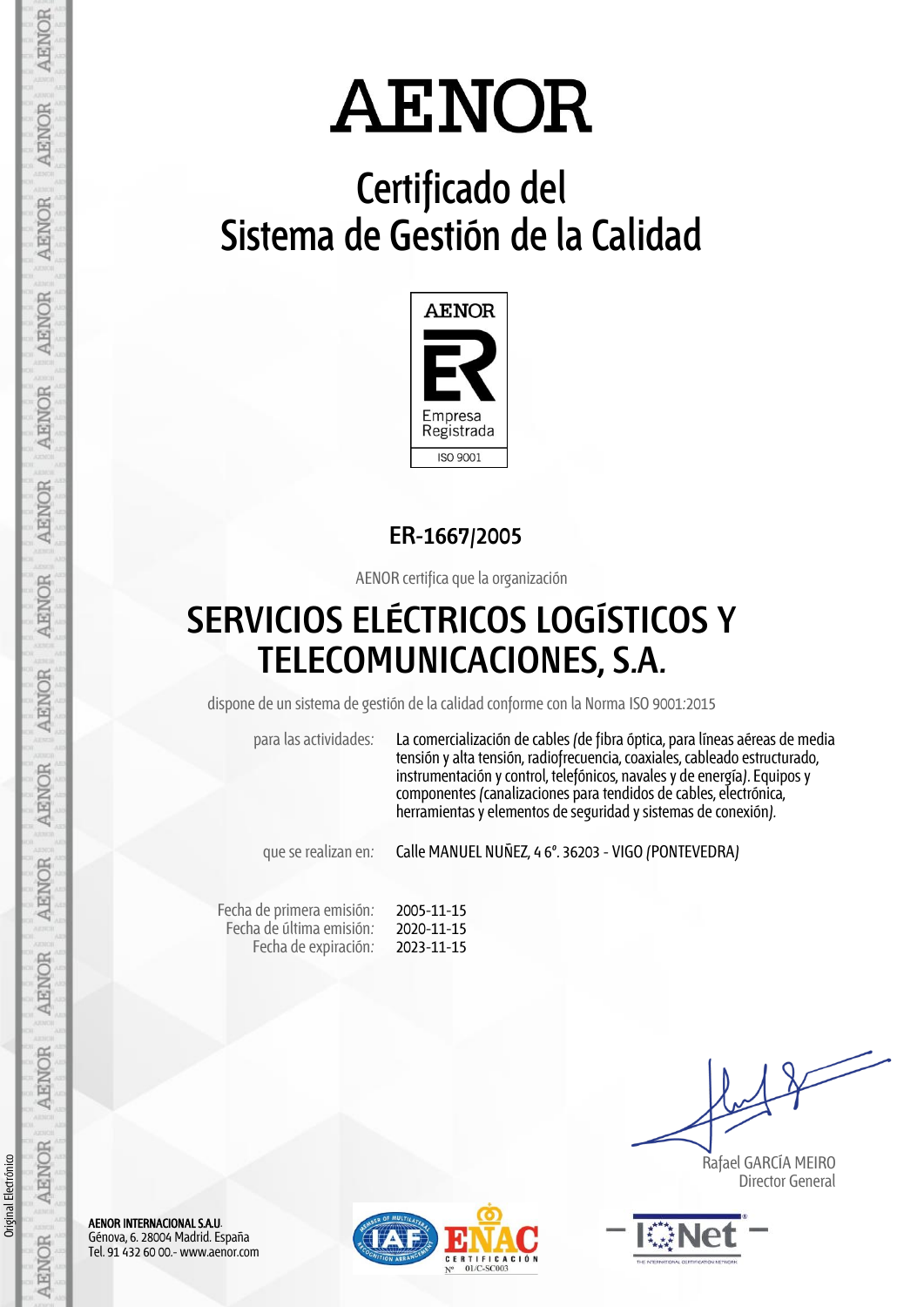# AENOR

## Certificado del Sistema de Gestión de la Calidad

AENOR

Empresa Registrada

ISO 9001

**ER-1667/2005**

AENOR certifica que la organización

## SERVICIOS ELÉCTRICOS LOGÍSTICOS Y TELECOMUNICACIONES, S.A.

dispone de un sistema de gestión de la calidad conforme con la Norma ISO 9001:2015

para las actividades: La comercialización de cables (de fibra óptica, para líneas aéreas de media tensión y alta tensión, radiofrecuencia, coaxiales, cableado estructurado, instrumentación y control, telefónicos, navales y de energía). Equipos y componentes (canalizaciones para tendidos de cables, electrónica, herramientas y elementos de seguridad y sistemas de conexión).

que se realizan en: Calle MANUEL NUÑEZ, 4 6º. 36203 - VIGO (PONTEVEDRA)

Fecha de primera emisión: 2005-11-15
Fecha de última emisión: 2020-11-15
Fecha de expiración: 2023-11-15

Rafael GARCÍA MEIRO
Director General

**AENOR INTERNACIONAL S.A.U.**
Génova, 6. 28004 Madrid. España
Tel. 91 432 60 00.- www.aenor.com

ENAC CERTIFICACIÓN Nº 01/C-SC003

Original Electrónico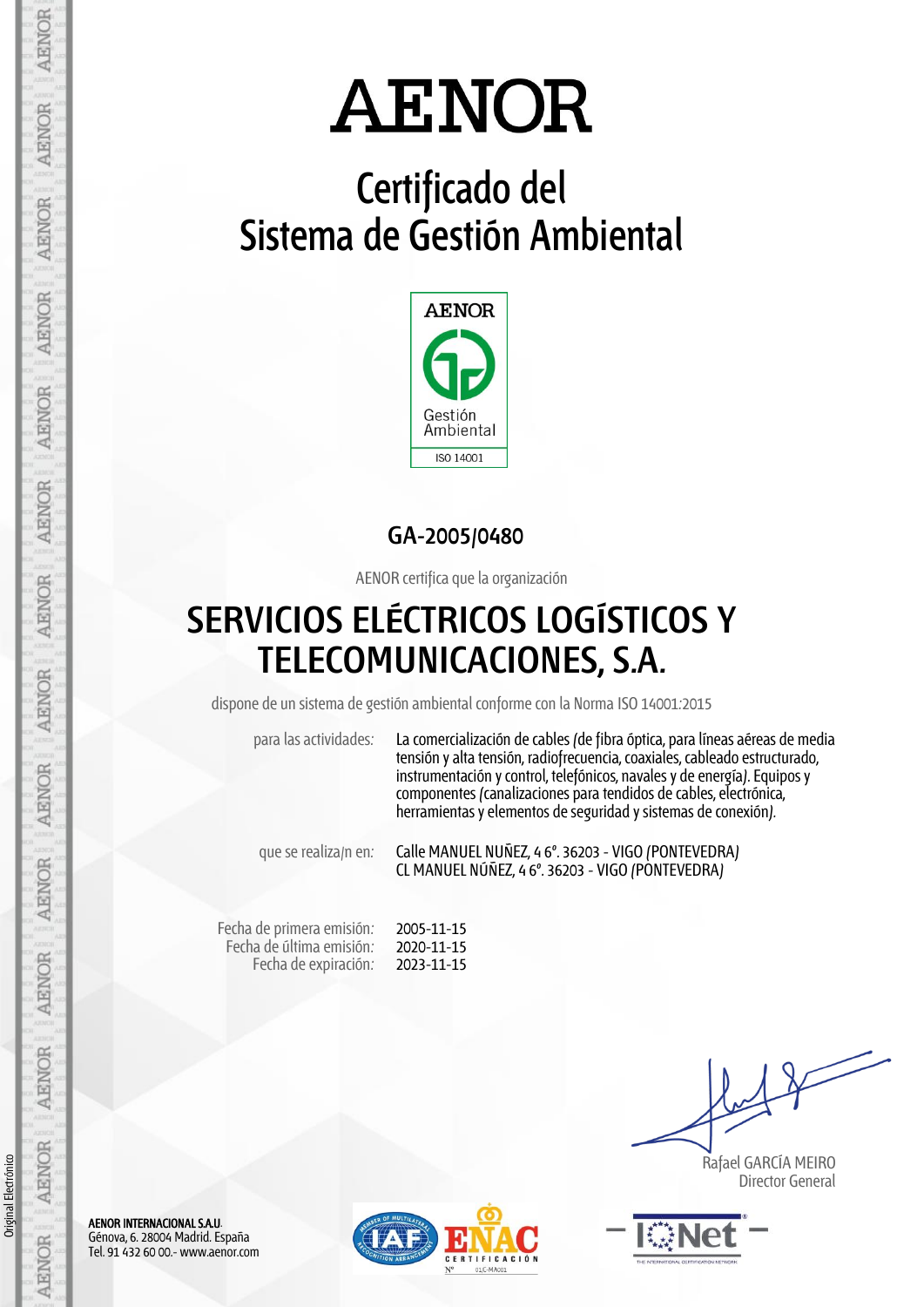# AENOR

## Certificado del Sistema de Gestión Ambiental

AENOR

Gestión Ambiental

ISO 14001

**GA-2005/0480**

AENOR certifica que la organización

## SERVICIOS ELÉCTRICOS LOGÍSTICOS Y TELECOMUNICACIONES, S.A.

dispone de un sistema de gestión ambiental conforme con la Norma ISO 14001:2015

para las actividades: La comercialización de cables (de fibra óptica, para líneas aéreas de media tensión y alta tensión, radiofrecuencia, coaxiales, cableado estructurado, instrumentación y control, telefónicos, navales y de energía). Equipos y componentes (canalizaciones para tendidos de cables, electrónica, herramientas y elementos de seguridad y sistemas de conexión).

que se realiza/n en: Calle MANUEL NUÑEZ, 4 6º. 36203 - VIGO (PONTEVEDRA)
CL MANUEL NÚÑEZ, 4 6º. 36203 - VIGO (PONTEVEDRA)

Fecha de primera emisión: 2005-11-15
Fecha de última emisión: 2020-11-15
Fecha de expiración: 2023-11-15

Rafael GARCÍA MEIRO
Director General

**AENOR INTERNACIONAL S.A.U.**
Génova, 6. 28004 Madrid. España
Tel. 91 432 60 00.- www.aenor.com

ENAC CERTIFICACIÓN Nº 01/C-MA001

IQNet

Original Electrónico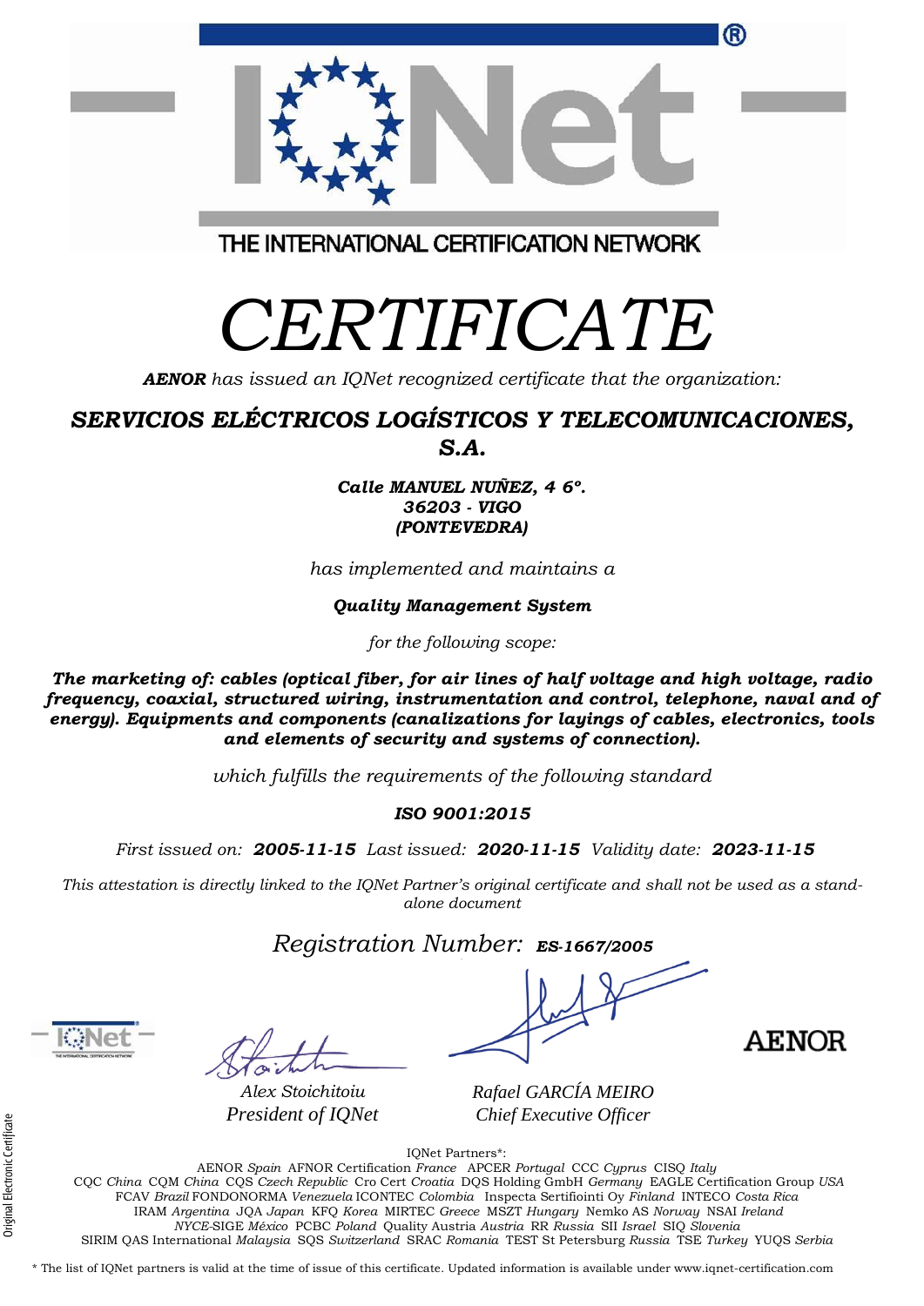THE INTERNATIONAL CERTIFICATION NETWORK

# CERTIFICATE

***AENOR** has issued an IQNet recognized certificate that the organization:*

## *SERVICIOS ELÉCTRICOS LOGÍSTICOS Y TELECOMUNICACIONES, S.A.*

***Calle MANUEL NUÑEZ, 4 6º.***
***36203 - VIGO***
***(PONTEVEDRA)***

*has implemented and maintains a*

***Quality Management System***

*for the following scope:*

***The marketing of: cables (optical fiber, for air lines of half voltage and high voltage, radio frequency, coaxial, structured wiring, instrumentation and control, telephone, naval and of energy). Equipments and components (canalizations for layings of cables, electronics, tools and elements of security and systems of connection).***

*which fulfills the requirements of the following standard*

***ISO 9001:2015***

*First issued on:* ***2005-11-15*** *Last issued:* ***2020-11-15*** *Validity date:* ***2023-11-15***

*This attestation is directly linked to the IQNet Partner's original certificate and shall not be used as a stand-alone document*

*Registration Number:* ***ES-1667/2005***

*Alex Stoichitoiu*
*President of IQNet*

*Rafael GARCÍA MEIRO*
*Chief Executive Officer*

AENOR

IQNet Partners*:

AENOR *Spain* AFNOR Certification *France* APCER *Portugal* CCC *Cyprus* CISQ *Italy*
CQC *China* CQM *China* CQS *Czech Republic* Cro Cert *Croatia* DQS Holding GmbH *Germany* EAGLE Certification Group *USA*
FCAV *Brazil* FONDONORMA *Venezuela* ICONTEC *Colombia* Inspecta Sertifiointi Oy *Finland* INTECO *Costa Rica*
IRAM *Argentina* JQA *Japan* KFQ *Korea* MIRTEC *Greece* MSZT *Hungary* Nemko AS *Norway* NSAI *Ireland*
*NYCE*-SIGE *México* PCBC *Poland* Quality Austria *Austria* RR *Russia* SII *Israel* SIQ *Slovenia*
SIRIM QAS International *Malaysia* SQS *Switzerland* SRAC *Romania* TEST St Petersburg *Russia* TSE *Turkey* YUQS *Serbia*

\* The list of IQNet partners is valid at the time of issue of this certificate. Updated information is available under www.iqnet-certification.com

Original Electronic Certificate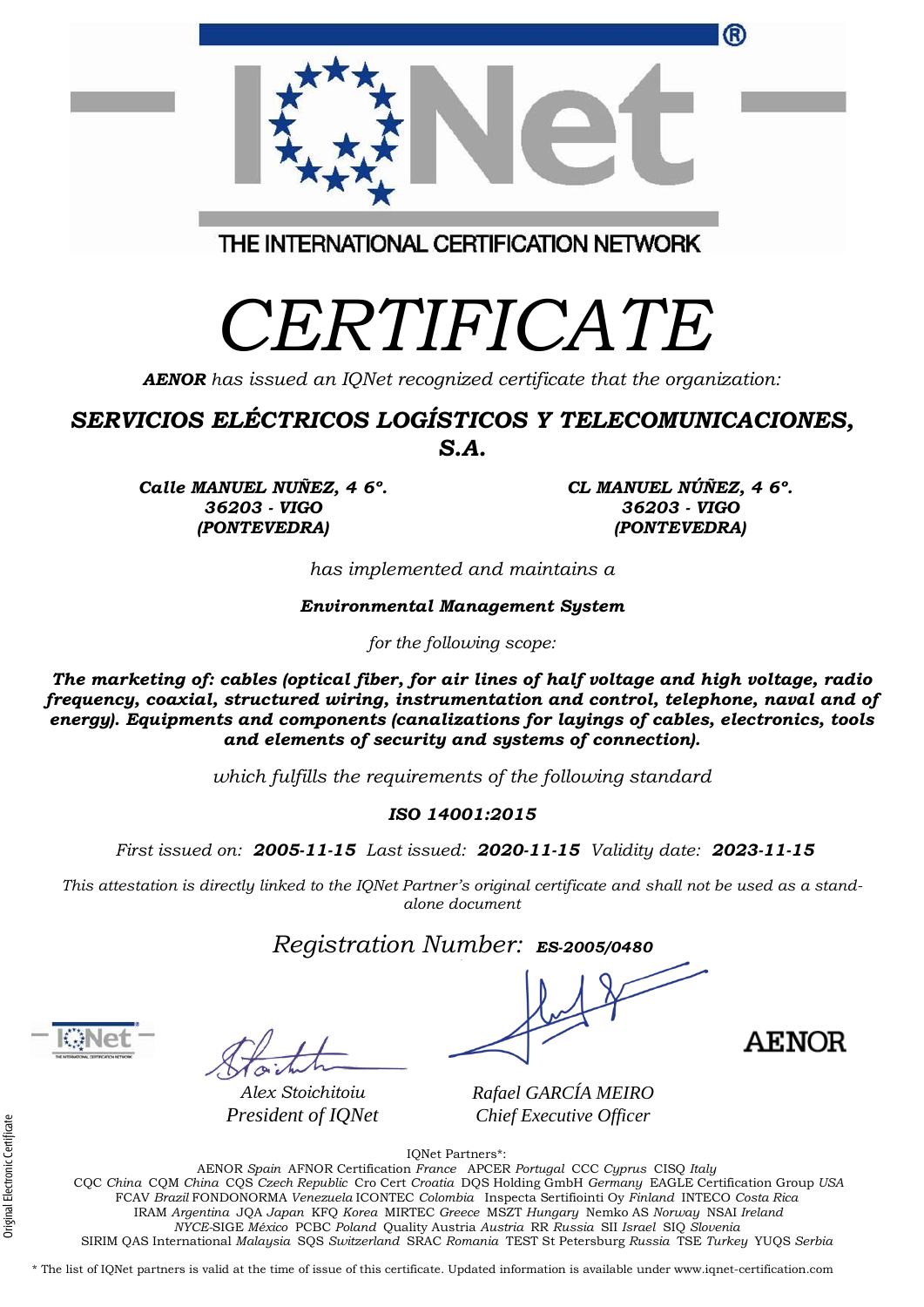THE INTERNATIONAL CERTIFICATION NETWORK

# CERTIFICATE

***AENOR** has issued an IQNet recognized certificate that the organization:*

## *SERVICIOS ELÉCTRICOS LOGÍSTICOS Y TELECOMUNICACIONES, S.A.*

***Calle MANUEL NUÑEZ, 4 6º.***
***36203 - VIGO***
***(PONTEVEDRA)***

***CL MANUEL NÚÑEZ, 4 6º.***
***36203 - VIGO***
***(PONTEVEDRA)***

*has implemented and maintains a*

***Environmental Management System***

*for the following scope:*

***The marketing of: cables (optical fiber, for air lines of half voltage and high voltage, radio frequency, coaxial, structured wiring, instrumentation and control, telephone, naval and of energy). Equipments and components (canalizations for layings of cables, electronics, tools and elements of security and systems of connection).***

*which fulfills the requirements of the following standard*

***ISO 14001:2015***

*First issued on:* ***2005-11-15*** *Last issued:* ***2020-11-15*** *Validity date:* ***2023-11-15***

*This attestation is directly linked to the IQNet Partner's original certificate and shall not be used as a stand-alone document*

*Registration Number:* ***ES-2005/0480***

Alex Stoichitoiu
*President of IQNet*

*Rafael GARCÍA MEIRO*
*Chief Executive Officer*

AENOR

IQNet Partners*:

AENOR *Spain* AFNOR Certification *France* APCER *Portugal* CCC *Cyprus* CISQ *Italy*
CQC *China* CQM *China* CQS *Czech Republic* Cro Cert *Croatia* DQS Holding GmbH *Germany* EAGLE Certification Group *USA*
FCAV *Brazil* FONDONORMA *Venezuela* ICONTEC *Colombia* Inspecta Sertifiointi Oy *Finland* INTECO *Costa Rica*
IRAM *Argentina* JQA *Japan* KFQ *Korea* MIRTEC *Greece* MSZT *Hungary* Nemko AS *Norway* NSAI *Ireland*
*NYCE*-SIGE *México* PCBC *Poland* Quality Austria *Austria* RR *Russia* SII *Israel* SIQ *Slovenia*
SIRIM QAS International *Malaysia* SQS *Switzerland* SRAC *Romania* TEST St Petersburg *Russia* TSE *Turkey* YUQS *Serbia*

\* The list of IQNet partners is valid at the time of issue of this certificate. Updated information is available under www.iqnet-certification.com

Original Electronic Certificate